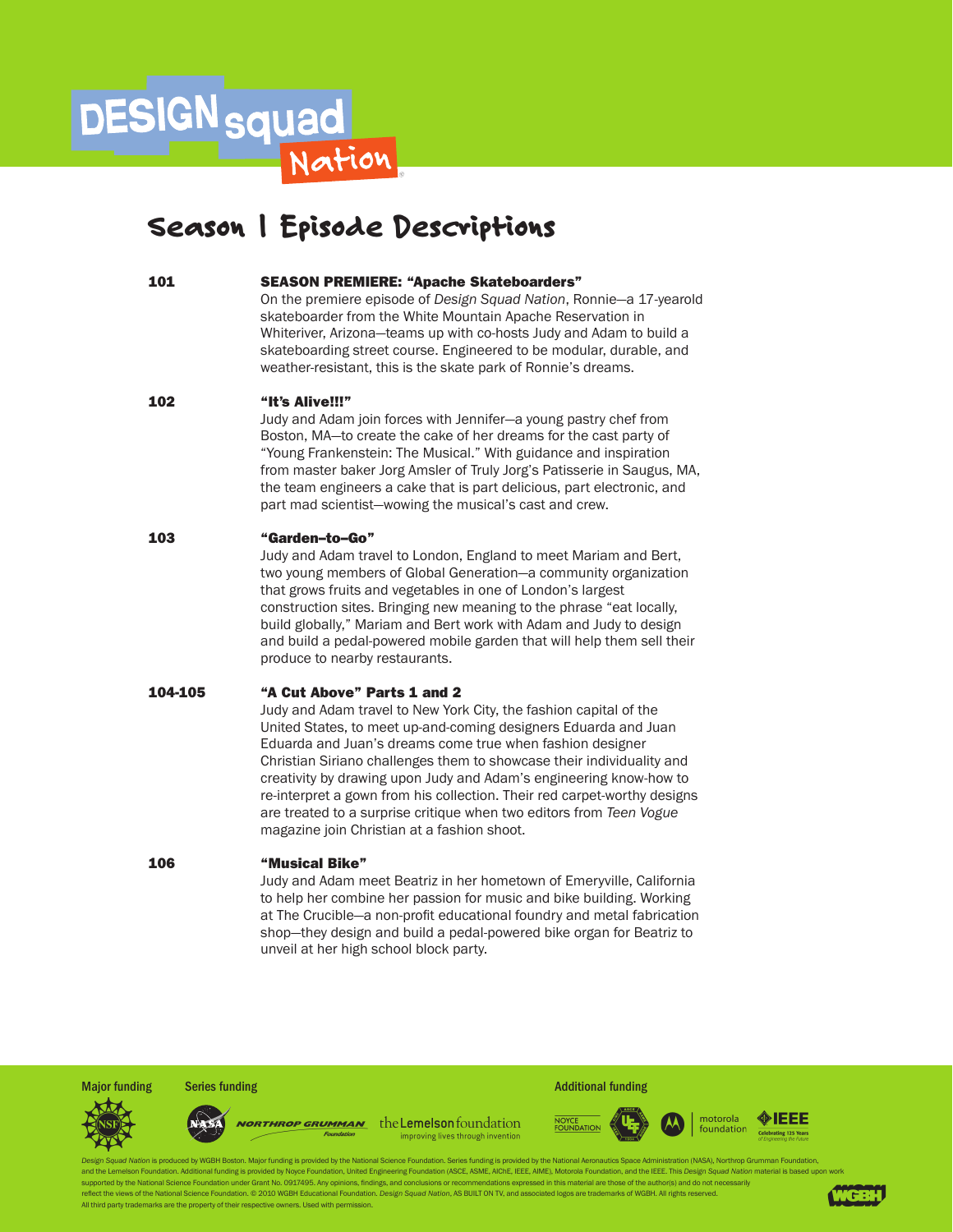# DESIGN squad Nation

## Season 1 Episode Descriptions

**101** — **SEASON PREMIERE: "Apache Skateboarders"**
On the premiere episode of *Design Squad Nation*, Ronnie—a 17-yearold skateboarder from the White Mountain Apache Reservation in Whiteriver, Arizona—teams up with co-hosts Judy and Adam to build a skateboarding street course. Engineered to be modular, durable, and weather-resistant, this is the skate park of Ronnie's dreams.

**102** — **"It's Alive!!!"**
Judy and Adam join forces with Jennifer—a young pastry chef from Boston, MA—to create the cake of her dreams for the cast party of "Young Frankenstein: The Musical." With guidance and inspiration from master baker Jorg Amsler of Truly Jorg's Patisserie in Saugus, MA, the team engineers a cake that is part delicious, part electronic, and part mad scientist—wowing the musical's cast and crew.

**103** — **"Garden–to–Go"**
Judy and Adam travel to London, England to meet Mariam and Bert, two young members of Global Generation—a community organization that grows fruits and vegetables in one of London's largest construction sites. Bringing new meaning to the phrase "eat locally, build globally," Mariam and Bert work with Adam and Judy to design and build a pedal-powered mobile garden that will help them sell their produce to nearby restaurants.

**104-105** — **"A Cut Above" Parts 1 and 2**
Judy and Adam travel to New York City, the fashion capital of the United States, to meet up-and-coming designers Eduarda and Juan Eduarda and Juan's dreams come true when fashion designer Christian Siriano challenges them to showcase their individuality and creativity by drawing upon Judy and Adam's engineering know-how to re-interpret a gown from his collection. Their red carpet-worthy designs are treated to a surprise critique when two editors from *Teen Vogue* magazine join Christian at a fashion shoot.

**106** — **"Musical Bike"**
Judy and Adam meet Beatriz in her hometown of Emeryville, California to help her combine her passion for music and bike building. Working at The Crucible—a non-profit educational foundry and metal fabrication shop—they design and build a pedal-powered bike organ for Beatriz to unveil at her high school block party.

Major funding — Series funding — Additional funding

NSF, NASA, Northrop Grumman Foundation, the Lemelson foundation (improving lives through invention), Noyce Foundation, UEF, motorola foundation, IEEE (Celebrating 125 Years of Engineering the Future)

*Design Squad Nation* is produced by WGBH Boston. Major funding is provided by the National Science Foundation. Series funding is provided by the National Aeronautics Space Administration (NASA), Northrop Grumman Foundation, and the Lemelson Foundation. Additional funding is provided by Noyce Foundation, United Engineering Foundation (ASCE, ASME, AIChE, IEEE, AIME), Motorola Foundation, and the IEEE. This *Design Squad Nation* material is based upon work supported by the National Science Foundation under Grant No. 0917495. Any opinions, findings, and conclusions or recommendations expressed in this material are those of the author(s) and do not necessarily reflect the views of the National Science Foundation. © 2010 WGBH Educational Foundation. *Design Squad Nation*, AS BUILT ON TV, and associated logos are trademarks of WGBH. All rights reserved. All third party trademarks are the property of their respective owners. Used with permission.

WGBH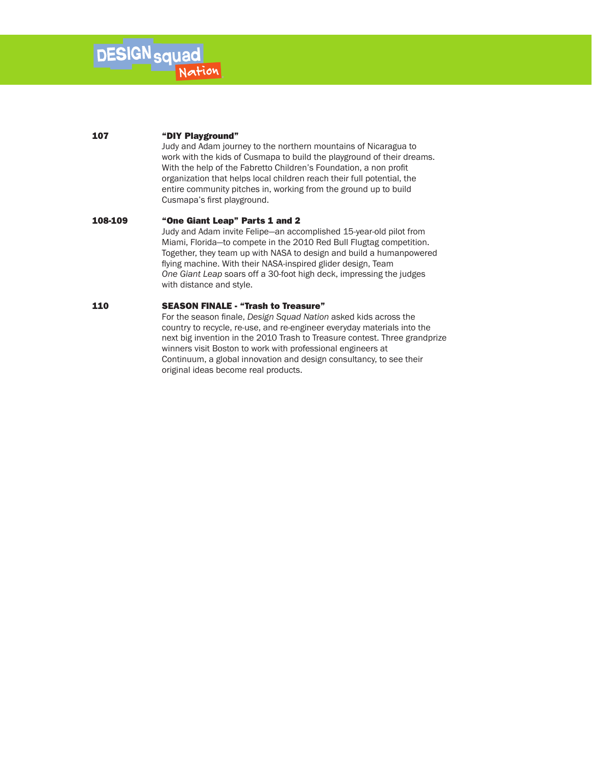**107** **"DIY Playground"**
Judy and Adam journey to the northern mountains of Nicaragua to work with the kids of Cusmapa to build the playground of their dreams. With the help of the Fabretto Children's Foundation, a non profit organization that helps local children reach their full potential, the entire community pitches in, working from the ground up to build Cusmapa's first playground.

**108-109** **"One Giant Leap" Parts 1 and 2**
Judy and Adam invite Felipe—an accomplished 15-year-old pilot from Miami, Florida—to compete in the 2010 Red Bull Flugtag competition. Together, they team up with NASA to design and build a humanpowered flying machine. With their NASA-inspired glider design, Team *One Giant Leap* soars off a 30-foot high deck, impressing the judges with distance and style.

**110** **SEASON FINALE - "Trash to Treasure"**
For the season finale, *Design Squad Nation* asked kids across the country to recycle, re-use, and re-engineer everyday materials into the next big invention in the 2010 Trash to Treasure contest. Three grandprize winners visit Boston to work with professional engineers at Continuum, a global innovation and design consultancy, to see their original ideas become real products.